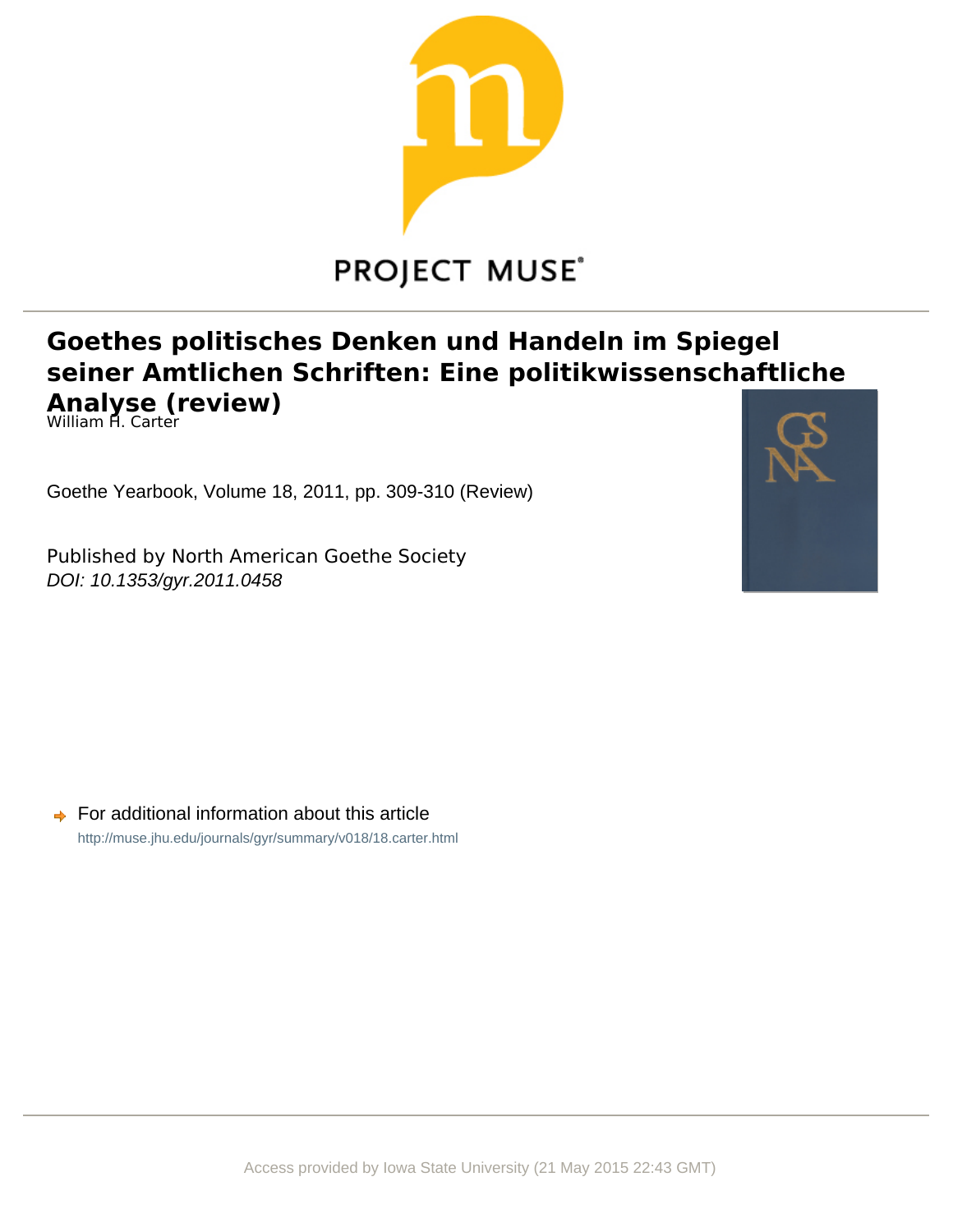# Goethes politisches Denken und Handeln im Spiegel seiner Amtlichen Schriften: Eine politikwissenschaftliche Analyse (review)

William H. Carter

Goethe Yearbook, Volume 18, 2011, pp. 309-310 (Review)

Published by North American Goethe Society

*DOI: 10.1353/gyr.2011.0458*

For additional information about this article

http://muse.jhu.edu/journals/gyr/summary/v018/18.carter.html

Access provided by Iowa State University (21 May 2015 22:43 GMT)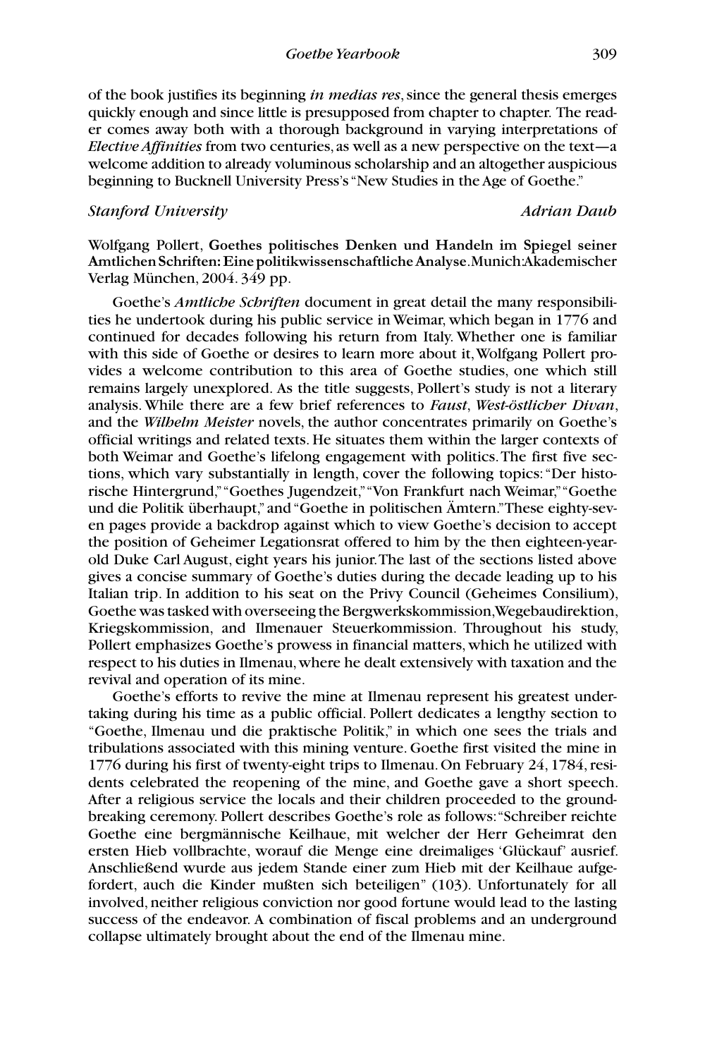of the book justifies its beginning *in medias res*, since the general thesis emerges quickly enough and since little is presupposed from chapter to chapter. The reader comes away both with a thorough background in varying interpretations of *Elective Affinities* from two centuries, as well as a new perspective on the text—a welcome addition to already voluminous scholarship and an altogether auspicious beginning to Bucknell University Press's "New Studies in the Age of Goethe."

*Stanford University* *Adrian Daub*

Wolfgang Pollert, **Goethes politisches Denken und Handeln im Spiegel seiner Amtlichen Schriften: Eine politikwissenschaftliche Analyse**. Munich: Akademischer Verlag München, 2004. 349 pp.

Goethe's *Amtliche Schriften* document in great detail the many responsibilities he undertook during his public service in Weimar, which began in 1776 and continued for decades following his return from Italy. Whether one is familiar with this side of Goethe or desires to learn more about it, Wolfgang Pollert provides a welcome contribution to this area of Goethe studies, one which still remains largely unexplored. As the title suggests, Pollert's study is not a literary analysis. While there are a few brief references to *Faust*, *West-östlicher Divan*, and the *Wilhelm Meister* novels, the author concentrates primarily on Goethe's official writings and related texts. He situates them within the larger contexts of both Weimar and Goethe's lifelong engagement with politics. The first five sections, which vary substantially in length, cover the following topics: "Der historische Hintergrund," "Goethes Jugendzeit," "Von Frankfurt nach Weimar," "Goethe und die Politik überhaupt," and "Goethe in politischen Ämtern." These eighty-seven pages provide a backdrop against which to view Goethe's decision to accept the position of Geheimer Legationsrat offered to him by the then eighteen-year-old Duke Carl August, eight years his junior. The last of the sections listed above gives a concise summary of Goethe's duties during the decade leading up to his Italian trip. In addition to his seat on the Privy Council (Geheimes Consilium), Goethe was tasked with overseeing the Bergwerkskommission, Wegebaudirektion, Kriegskommission, and Ilmenauer Steuerkommission. Throughout his study, Pollert emphasizes Goethe's prowess in financial matters, which he utilized with respect to his duties in Ilmenau, where he dealt extensively with taxation and the revival and operation of its mine.

Goethe's efforts to revive the mine at Ilmenau represent his greatest undertaking during his time as a public official. Pollert dedicates a lengthy section to "Goethe, Ilmenau und die praktische Politik," in which one sees the trials and tribulations associated with this mining venture. Goethe first visited the mine in 1776 during his first of twenty-eight trips to Ilmenau. On February 24, 1784, residents celebrated the reopening of the mine, and Goethe gave a short speech. After a religious service the locals and their children proceeded to the groundbreaking ceremony. Pollert describes Goethe's role as follows: "Schreiber reichte Goethe eine bergmännische Keilhaue, mit welcher der Herr Geheimrat den ersten Hieb vollbrachte, worauf die Menge eine dreimaliges 'Glückauf' ausrief. Anschließend wurde aus jedem Stande einer zum Hieb mit der Keilhaue aufgefordert, auch die Kinder mußten sich beteiligen" (103). Unfortunately for all involved, neither religious conviction nor good fortune would lead to the lasting success of the endeavor. A combination of fiscal problems and an underground collapse ultimately brought about the end of the Ilmenau mine.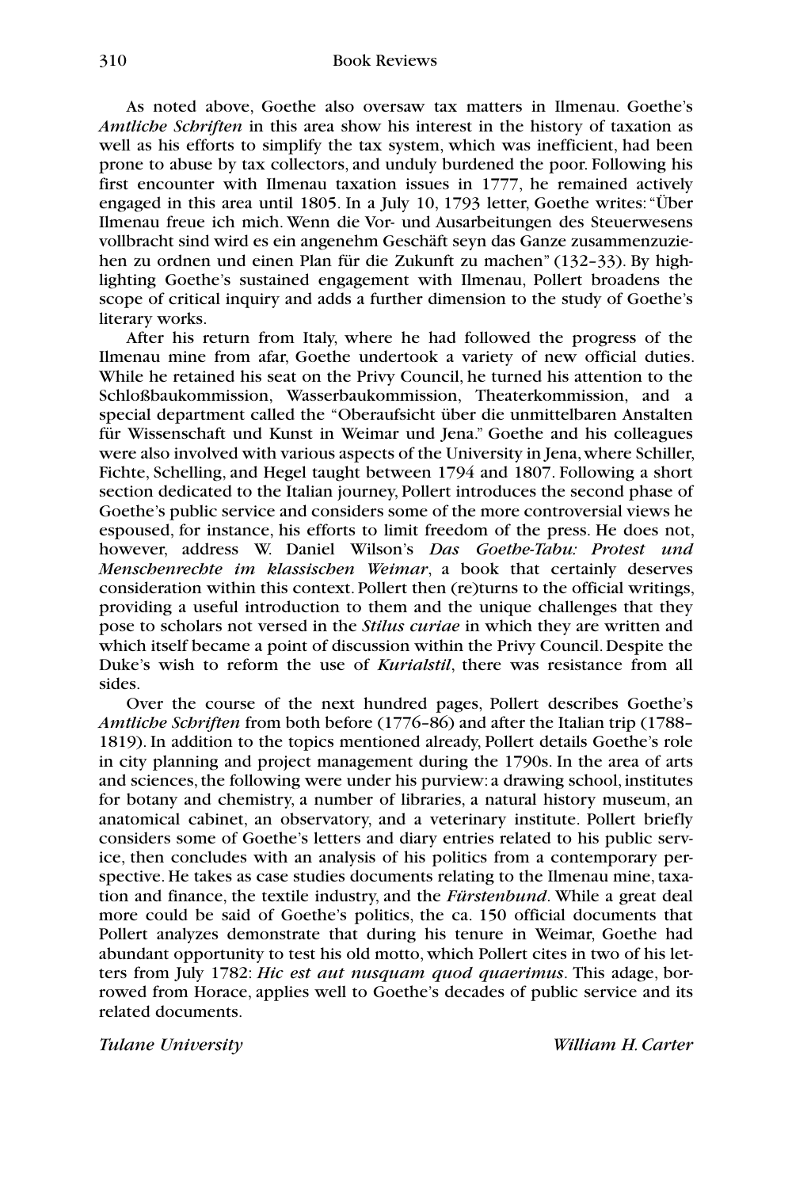As noted above, Goethe also oversaw tax matters in Ilmenau. Goethe's *Amtliche Schriften* in this area show his interest in the history of taxation as well as his efforts to simplify the tax system, which was inefficient, had been prone to abuse by tax collectors, and unduly burdened the poor. Following his first encounter with Ilmenau taxation issues in 1777, he remained actively engaged in this area until 1805. In a July 10, 1793 letter, Goethe writes: "Über Ilmenau freue ich mich. Wenn die Vor- und Ausarbeitungen des Steuerwesens vollbracht sind wird es ein angenehm Geschäft seyn das Ganze zusammenzuziehen zu ordnen und einen Plan für die Zukunft zu machen" (132–33). By highlighting Goethe's sustained engagement with Ilmenau, Pollert broadens the scope of critical inquiry and adds a further dimension to the study of Goethe's literary works.

After his return from Italy, where he had followed the progress of the Ilmenau mine from afar, Goethe undertook a variety of new official duties. While he retained his seat on the Privy Council, he turned his attention to the Schloßbaukommission, Wasserbaukommission, Theaterkommission, and a special department called the "Oberaufsicht über die unmittelbaren Anstalten für Wissenschaft und Kunst in Weimar und Jena." Goethe and his colleagues were also involved with various aspects of the University in Jena, where Schiller, Fichte, Schelling, and Hegel taught between 1794 and 1807. Following a short section dedicated to the Italian journey, Pollert introduces the second phase of Goethe's public service and considers some of the more controversial views he espoused, for instance, his efforts to limit freedom of the press. He does not, however, address W. Daniel Wilson's *Das Goethe-Tabu: Protest und Menschenrechte im klassischen Weimar*, a book that certainly deserves consideration within this context. Pollert then (re)turns to the official writings, providing a useful introduction to them and the unique challenges that they pose to scholars not versed in the *Stilus curiae* in which they are written and which itself became a point of discussion within the Privy Council. Despite the Duke's wish to reform the use of *Kurialstil*, there was resistance from all sides.

Over the course of the next hundred pages, Pollert describes Goethe's *Amtliche Schriften* from both before (1776–86) and after the Italian trip (1788–1819). In addition to the topics mentioned already, Pollert details Goethe's role in city planning and project management during the 1790s. In the area of arts and sciences, the following were under his purview: a drawing school, institutes for botany and chemistry, a number of libraries, a natural history museum, an anatomical cabinet, an observatory, and a veterinary institute. Pollert briefly considers some of Goethe's letters and diary entries related to his public service, then concludes with an analysis of his politics from a contemporary perspective. He takes as case studies documents relating to the Ilmenau mine, taxation and finance, the textile industry, and the *Fürstenbund*. While a great deal more could be said of Goethe's politics, the ca. 150 official documents that Pollert analyzes demonstrate that during his tenure in Weimar, Goethe had abundant opportunity to test his old motto, which Pollert cites in two of his letters from July 1782: *Hic est aut nusquam quod quaerimus*. This adage, borrowed from Horace, applies well to Goethe's decades of public service and its related documents.

*Tulane University* — *William H. Carter*